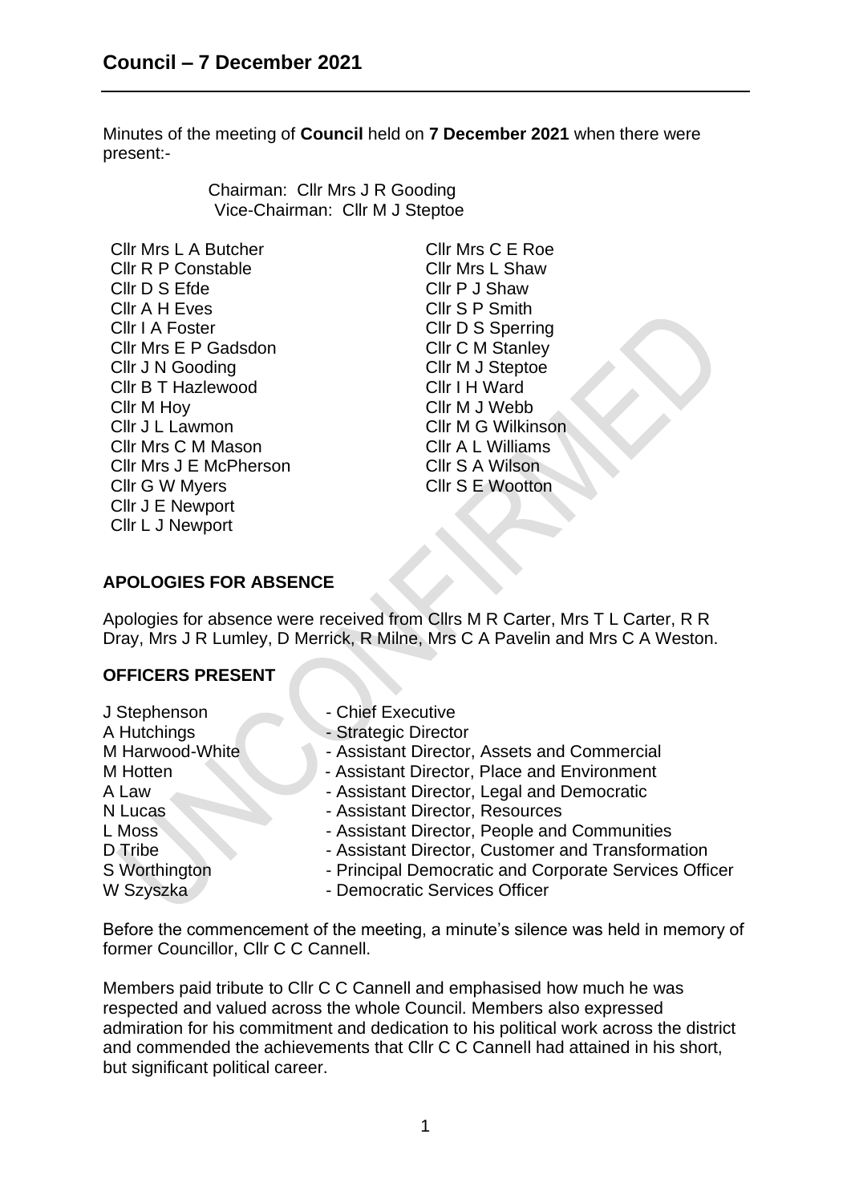# Council – 7 December 2021

Minutes of the meeting of **Council** held on **7 December 2021** when there were present:-

Chairman: Cllr Mrs J R Gooding
Vice-Chairman: Cllr M J Steptoe

Cllr Mrs L A Butcher
Cllr R P Constable
Cllr D S Efde
Cllr A H Eves
Cllr I A Foster
Cllr Mrs E P Gadsdon
Cllr J N Gooding
Cllr B T Hazlewood
Cllr M Hoy
Cllr J L Lawmon
Cllr Mrs C M Mason
Cllr Mrs J E McPherson
Cllr G W Myers
Cllr J E Newport
Cllr L J Newport
Cllr Mrs C E Roe
Cllr Mrs L Shaw
Cllr P J Shaw
Cllr S P Smith
Cllr D S Sperring
Cllr C M Stanley
Cllr M J Steptoe
Cllr I H Ward
Cllr M J Webb
Cllr M G Wilkinson
Cllr A L Williams
Cllr S A Wilson
Cllr S E Wootton

## APOLOGIES FOR ABSENCE

Apologies for absence were received from Cllrs M R Carter, Mrs T L Carter, R R Dray, Mrs J R Lumley, D Merrick, R Milne, Mrs C A Pavelin and Mrs C A Weston.

## OFFICERS PRESENT

| | |
|---|---|
| J Stephenson | - Chief Executive |
| A Hutchings | - Strategic Director |
| M Harwood-White | - Assistant Director, Assets and Commercial |
| M Hotten | - Assistant Director, Place and Environment |
| A Law | - Assistant Director, Legal and Democratic |
| N Lucas | - Assistant Director, Resources |
| L Moss | - Assistant Director, People and Communities |
| D Tribe | - Assistant Director, Customer and Transformation |
| S Worthington | - Principal Democratic and Corporate Services Officer |
| W Szyszka | - Democratic Services Officer |

Before the commencement of the meeting, a minute's silence was held in memory of former Councillor, Cllr C C Cannell.

Members paid tribute to Cllr C C Cannell and emphasised how much he was respected and valued across the whole Council. Members also expressed admiration for his commitment and dedication to his political work across the district and commended the achievements that Cllr C C Cannell had attained in his short, but significant political career.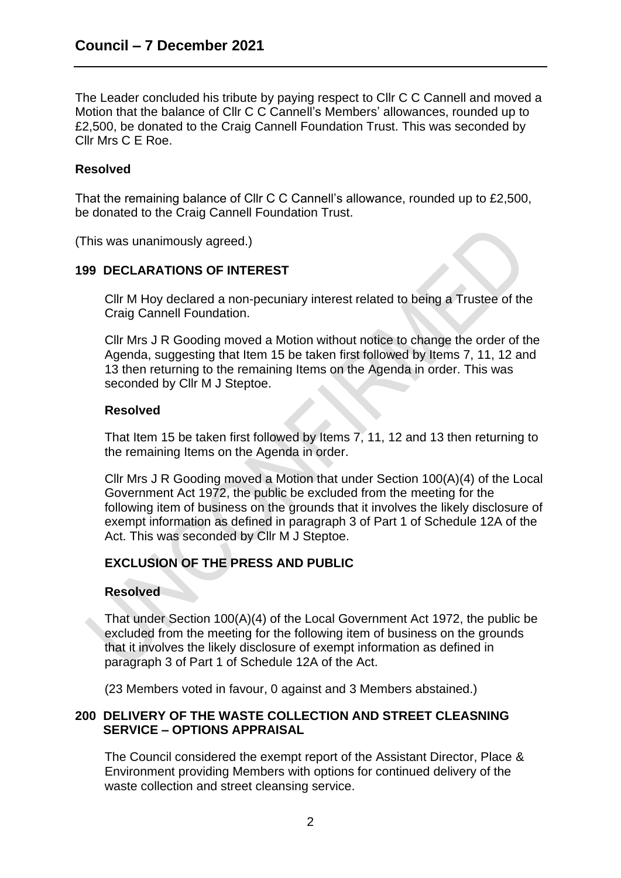The Leader concluded his tribute by paying respect to Cllr C C Cannell and moved a Motion that the balance of Cllr C C Cannell's Members' allowances, rounded up to £2,500, be donated to the Craig Cannell Foundation Trust. This was seconded by Cllr Mrs C E Roe.

**Resolved**

That the remaining balance of Cllr C C Cannell's allowance, rounded up to £2,500, be donated to the Craig Cannell Foundation Trust.

(This was unanimously agreed.)

## 199 DECLARATIONS OF INTEREST

Cllr M Hoy declared a non-pecuniary interest related to being a Trustee of the Craig Cannell Foundation.

Cllr Mrs J R Gooding moved a Motion without notice to change the order of the Agenda, suggesting that Item 15 be taken first followed by Items 7, 11, 12 and 13 then returning to the remaining Items on the Agenda in order. This was seconded by Cllr M J Steptoe.

**Resolved**

That Item 15 be taken first followed by Items 7, 11, 12 and 13 then returning to the remaining Items on the Agenda in order.

Cllr Mrs J R Gooding moved a Motion that under Section 100(A)(4) of the Local Government Act 1972, the public be excluded from the meeting for the following item of business on the grounds that it involves the likely disclosure of exempt information as defined in paragraph 3 of Part 1 of Schedule 12A of the Act. This was seconded by Cllr M J Steptoe.

**EXCLUSION OF THE PRESS AND PUBLIC**

**Resolved**

That under Section 100(A)(4) of the Local Government Act 1972, the public be excluded from the meeting for the following item of business on the grounds that it involves the likely disclosure of exempt information as defined in paragraph 3 of Part 1 of Schedule 12A of the Act.

(23 Members voted in favour, 0 against and 3 Members abstained.)

## 200 DELIVERY OF THE WASTE COLLECTION AND STREET CLEASNING SERVICE – OPTIONS APPRAISAL

The Council considered the exempt report of the Assistant Director, Place & Environment providing Members with options for continued delivery of the waste collection and street cleansing service.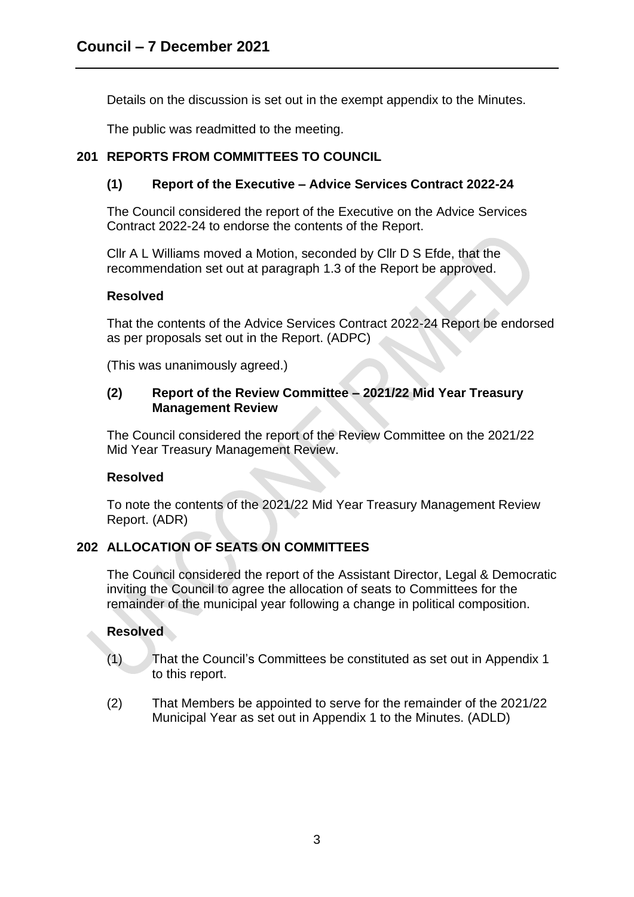Details on the discussion is set out in the exempt appendix to the Minutes.

The public was readmitted to the meeting.

## 201 REPORTS FROM COMMITTEES TO COUNCIL

### (1) Report of the Executive – Advice Services Contract 2022-24

The Council considered the report of the Executive on the Advice Services Contract 2022-24 to endorse the contents of the Report.

Cllr A L Williams moved a Motion, seconded by Cllr D S Efde, that the recommendation set out at paragraph 1.3 of the Report be approved.

**Resolved**

That the contents of the Advice Services Contract 2022-24 Report be endorsed as per proposals set out in the Report. (ADPC)

(This was unanimously agreed.)

### (2) Report of the Review Committee – 2021/22 Mid Year Treasury Management Review

The Council considered the report of the Review Committee on the 2021/22 Mid Year Treasury Management Review.

**Resolved**

To note the contents of the 2021/22 Mid Year Treasury Management Review Report. (ADR)

## 202 ALLOCATION OF SEATS ON COMMITTEES

The Council considered the report of the Assistant Director, Legal & Democratic inviting the Council to agree the allocation of seats to Committees for the remainder of the municipal year following a change in political composition.

**Resolved**

(1) That the Council's Committees be constituted as set out in Appendix 1 to this report.

(2) That Members be appointed to serve for the remainder of the 2021/22 Municipal Year as set out in Appendix 1 to the Minutes. (ADLD)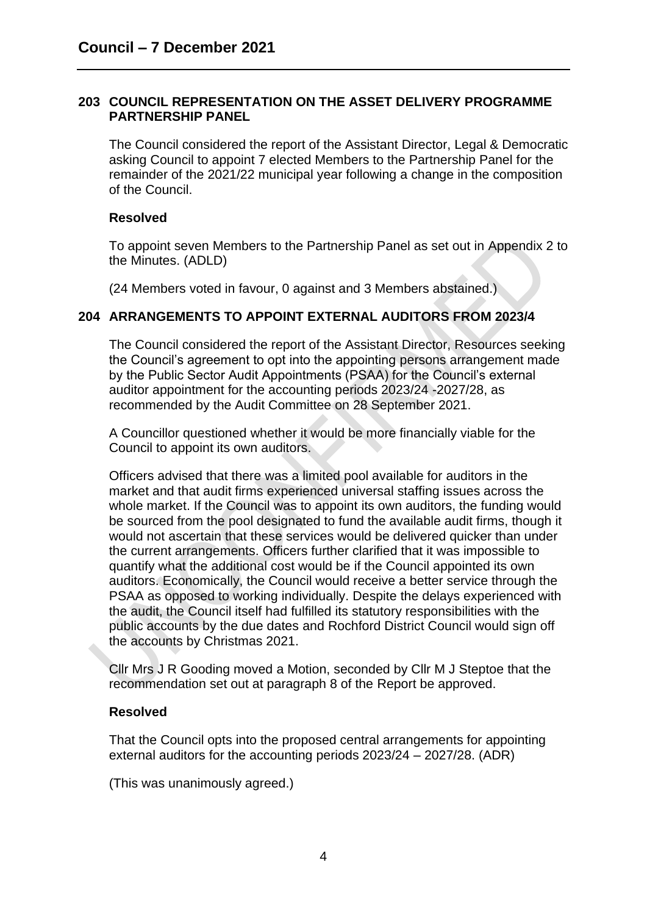## 203 COUNCIL REPRESENTATION ON THE ASSET DELIVERY PROGRAMME PARTNERSHIP PANEL

The Council considered the report of the Assistant Director, Legal & Democratic asking Council to appoint 7 elected Members to the Partnership Panel for the remainder of the 2021/22 municipal year following a change in the composition of the Council.

### Resolved

To appoint seven Members to the Partnership Panel as set out in Appendix 2 to the Minutes. (ADLD)

(24 Members voted in favour, 0 against and 3 Members abstained.)

## 204 ARRANGEMENTS TO APPOINT EXTERNAL AUDITORS FROM 2023/4

The Council considered the report of the Assistant Director, Resources seeking the Council's agreement to opt into the appointing persons arrangement made by the Public Sector Audit Appointments (PSAA) for the Council's external auditor appointment for the accounting periods 2023/24 -2027/28, as recommended by the Audit Committee on 28 September 2021.

A Councillor questioned whether it would be more financially viable for the Council to appoint its own auditors.

Officers advised that there was a limited pool available for auditors in the market and that audit firms experienced universal staffing issues across the whole market. If the Council was to appoint its own auditors, the funding would be sourced from the pool designated to fund the available audit firms, though it would not ascertain that these services would be delivered quicker than under the current arrangements. Officers further clarified that it was impossible to quantify what the additional cost would be if the Council appointed its own auditors. Economically, the Council would receive a better service through the PSAA as opposed to working individually. Despite the delays experienced with the audit, the Council itself had fulfilled its statutory responsibilities with the public accounts by the due dates and Rochford District Council would sign off the accounts by Christmas 2021.

Cllr Mrs J R Gooding moved a Motion, seconded by Cllr M J Steptoe that the recommendation set out at paragraph 8 of the Report be approved.

### Resolved

That the Council opts into the proposed central arrangements for appointing external auditors for the accounting periods 2023/24 – 2027/28. (ADR)

(This was unanimously agreed.)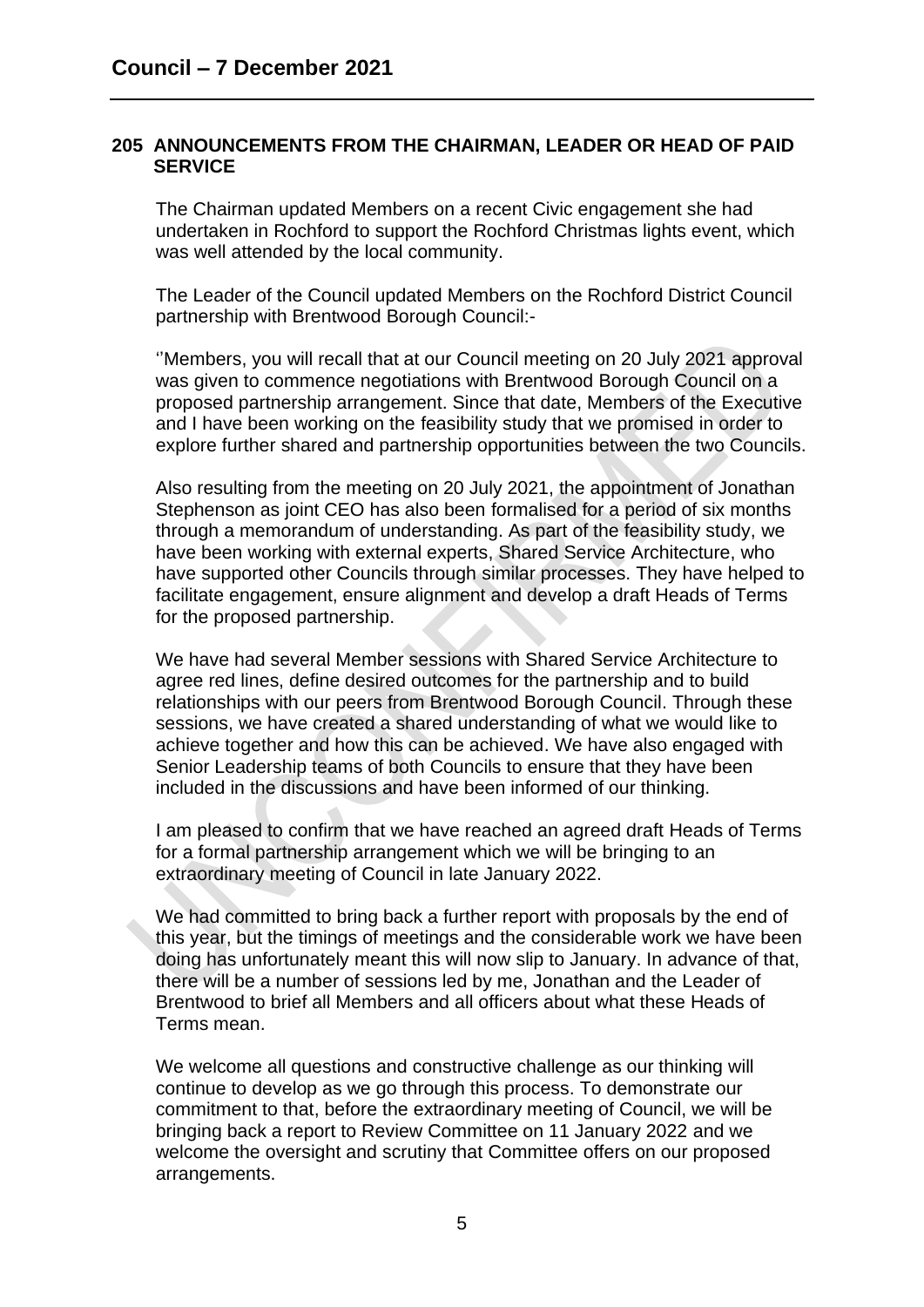## 205 ANNOUNCEMENTS FROM THE CHAIRMAN, LEADER OR HEAD OF PAID SERVICE

The Chairman updated Members on a recent Civic engagement she had undertaken in Rochford to support the Rochford Christmas lights event, which was well attended by the local community.

The Leader of the Council updated Members on the Rochford District Council partnership with Brentwood Borough Council:-

''Members, you will recall that at our Council meeting on 20 July 2021 approval was given to commence negotiations with Brentwood Borough Council on a proposed partnership arrangement. Since that date, Members of the Executive and I have been working on the feasibility study that we promised in order to explore further shared and partnership opportunities between the two Councils.

Also resulting from the meeting on 20 July 2021, the appointment of Jonathan Stephenson as joint CEO has also been formalised for a period of six months through a memorandum of understanding. As part of the feasibility study, we have been working with external experts, Shared Service Architecture, who have supported other Councils through similar processes. They have helped to facilitate engagement, ensure alignment and develop a draft Heads of Terms for the proposed partnership.

We have had several Member sessions with Shared Service Architecture to agree red lines, define desired outcomes for the partnership and to build relationships with our peers from Brentwood Borough Council. Through these sessions, we have created a shared understanding of what we would like to achieve together and how this can be achieved. We have also engaged with Senior Leadership teams of both Councils to ensure that they have been included in the discussions and have been informed of our thinking.

I am pleased to confirm that we have reached an agreed draft Heads of Terms for a formal partnership arrangement which we will be bringing to an extraordinary meeting of Council in late January 2022.

We had committed to bring back a further report with proposals by the end of this year, but the timings of meetings and the considerable work we have been doing has unfortunately meant this will now slip to January. In advance of that, there will be a number of sessions led by me, Jonathan and the Leader of Brentwood to brief all Members and all officers about what these Heads of Terms mean.

We welcome all questions and constructive challenge as our thinking will continue to develop as we go through this process. To demonstrate our commitment to that, before the extraordinary meeting of Council, we will be bringing back a report to Review Committee on 11 January 2022 and we welcome the oversight and scrutiny that Committee offers on our proposed arrangements.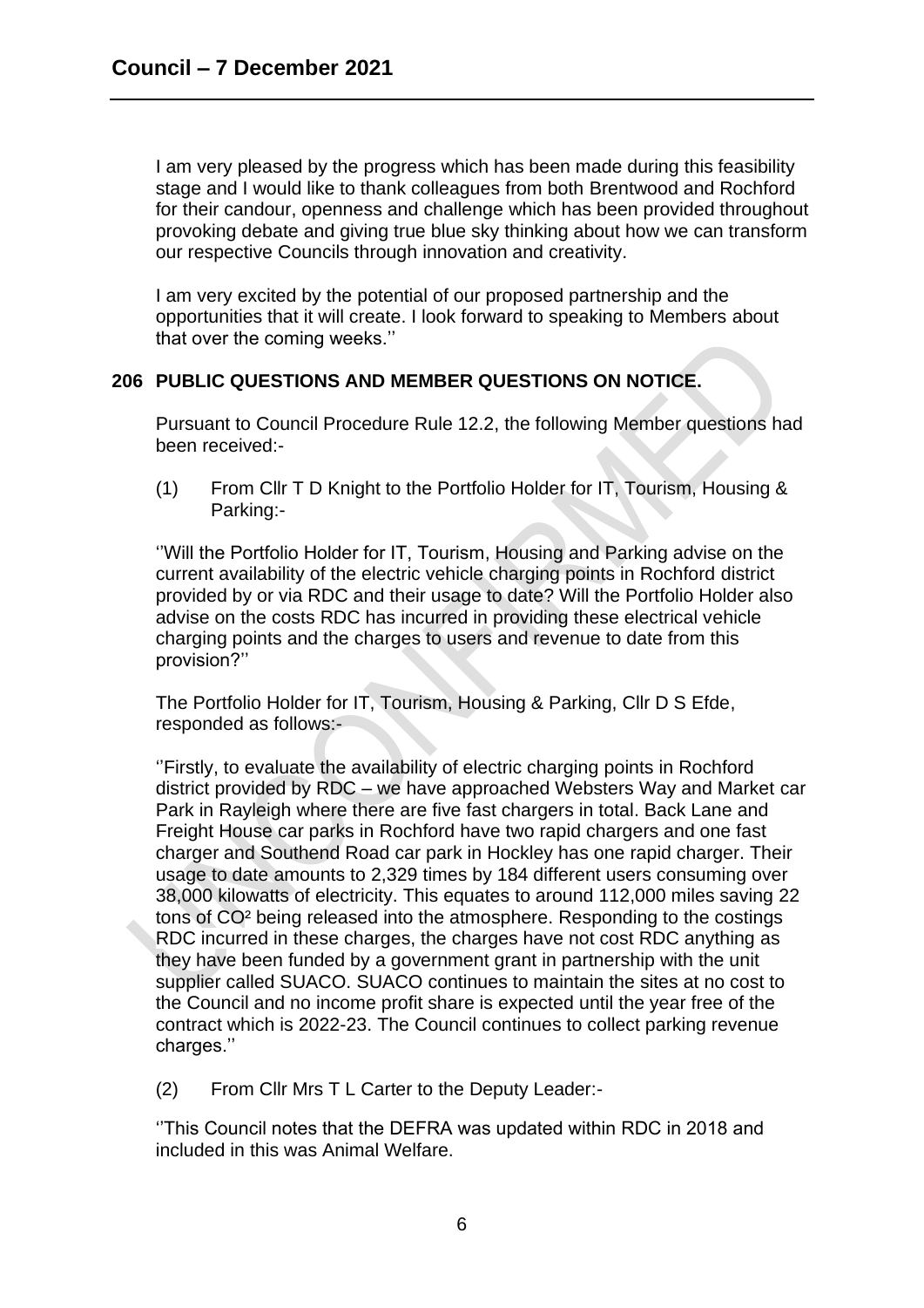I am very pleased by the progress which has been made during this feasibility stage and I would like to thank colleagues from both Brentwood and Rochford for their candour, openness and challenge which has been provided throughout provoking debate and giving true blue sky thinking about how we can transform our respective Councils through innovation and creativity.

I am very excited by the potential of our proposed partnership and the opportunities that it will create. I look forward to speaking to Members about that over the coming weeks.''

## 206 PUBLIC QUESTIONS AND MEMBER QUESTIONS ON NOTICE.

Pursuant to Council Procedure Rule 12.2, the following Member questions had been received:-

(1) From Cllr T D Knight to the Portfolio Holder for IT, Tourism, Housing & Parking:-

''Will the Portfolio Holder for IT, Tourism, Housing and Parking advise on the current availability of the electric vehicle charging points in Rochford district provided by or via RDC and their usage to date? Will the Portfolio Holder also advise on the costs RDC has incurred in providing these electrical vehicle charging points and the charges to users and revenue to date from this provision?''

The Portfolio Holder for IT, Tourism, Housing & Parking, Cllr D S Efde, responded as follows:-

''Firstly, to evaluate the availability of electric charging points in Rochford district provided by RDC – we have approached Websters Way and Market car Park in Rayleigh where there are five fast chargers in total. Back Lane and Freight House car parks in Rochford have two rapid chargers and one fast charger and Southend Road car park in Hockley has one rapid charger. Their usage to date amounts to 2,329 times by 184 different users consuming over 38,000 kilowatts of electricity. This equates to around 112,000 miles saving 22 tons of $CO^2$ being released into the atmosphere. Responding to the costings RDC incurred in these charges, the charges have not cost RDC anything as they have been funded by a government grant in partnership with the unit supplier called SUACO. SUACO continues to maintain the sites at no cost to the Council and no income profit share is expected until the year free of the contract which is 2022-23. The Council continues to collect parking revenue charges.''

(2) From Cllr Mrs T L Carter to the Deputy Leader:-

''This Council notes that the DEFRA was updated within RDC in 2018 and included in this was Animal Welfare.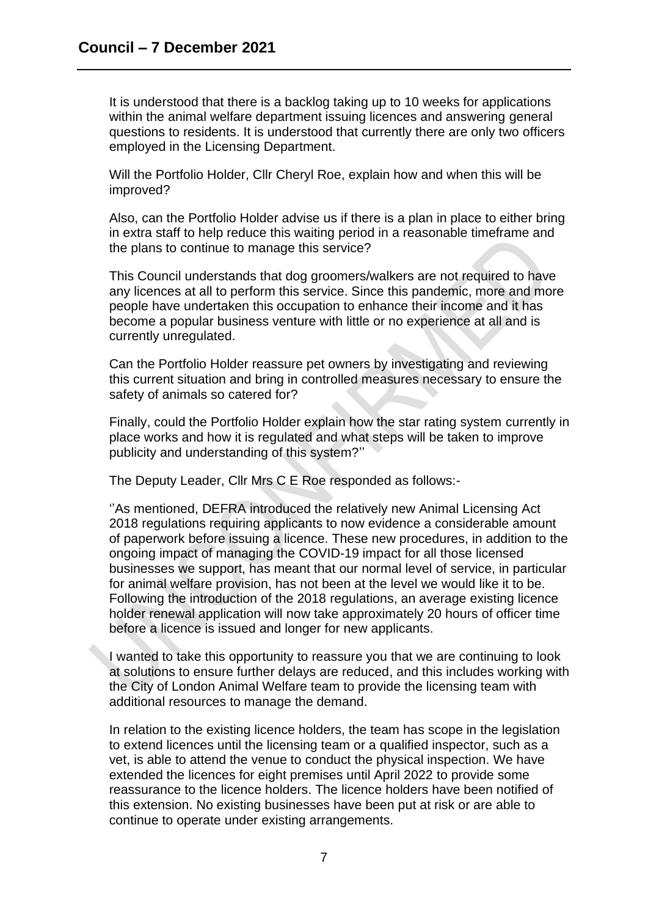It is understood that there is a backlog taking up to 10 weeks for applications within the animal welfare department issuing licences and answering general questions to residents. It is understood that currently there are only two officers employed in the Licensing Department.

Will the Portfolio Holder, Cllr Cheryl Roe, explain how and when this will be improved?

Also, can the Portfolio Holder advise us if there is a plan in place to either bring in extra staff to help reduce this waiting period in a reasonable timeframe and the plans to continue to manage this service?

This Council understands that dog groomers/walkers are not required to have any licences at all to perform this service. Since this pandemic, more and more people have undertaken this occupation to enhance their income and it has become a popular business venture with little or no experience at all and is currently unregulated.

Can the Portfolio Holder reassure pet owners by investigating and reviewing this current situation and bring in controlled measures necessary to ensure the safety of animals so catered for?

Finally, could the Portfolio Holder explain how the star rating system currently in place works and how it is regulated and what steps will be taken to improve publicity and understanding of this system?''

The Deputy Leader, Cllr Mrs C E Roe responded as follows:-

''As mentioned, DEFRA introduced the relatively new Animal Licensing Act 2018 regulations requiring applicants to now evidence a considerable amount of paperwork before issuing a licence. These new procedures, in addition to the ongoing impact of managing the COVID-19 impact for all those licensed businesses we support, has meant that our normal level of service, in particular for animal welfare provision, has not been at the level we would like it to be. Following the introduction of the 2018 regulations, an average existing licence holder renewal application will now take approximately 20 hours of officer time before a licence is issued and longer for new applicants.

I wanted to take this opportunity to reassure you that we are continuing to look at solutions to ensure further delays are reduced, and this includes working with the City of London Animal Welfare team to provide the licensing team with additional resources to manage the demand.

In relation to the existing licence holders, the team has scope in the legislation to extend licences until the licensing team or a qualified inspector, such as a vet, is able to attend the venue to conduct the physical inspection. We have extended the licences for eight premises until April 2022 to provide some reassurance to the licence holders. The licence holders have been notified of this extension. No existing businesses have been put at risk or are able to continue to operate under existing arrangements.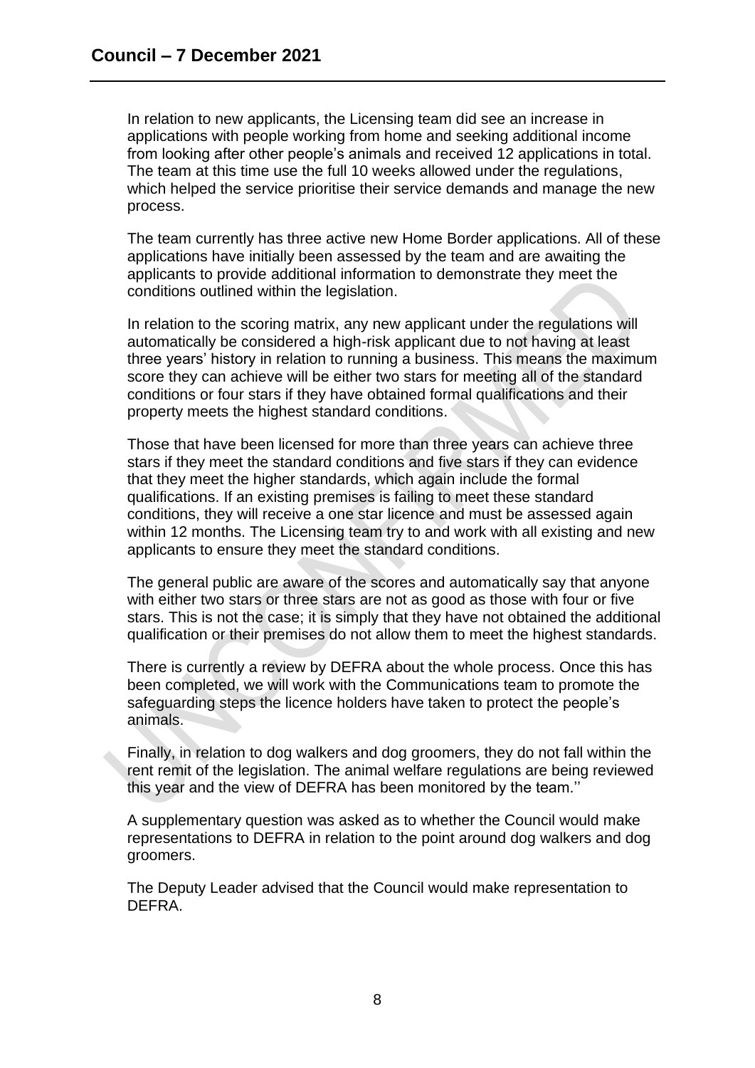In relation to new applicants, the Licensing team did see an increase in applications with people working from home and seeking additional income from looking after other people's animals and received 12 applications in total. The team at this time use the full 10 weeks allowed under the regulations, which helped the service prioritise their service demands and manage the new process.

The team currently has three active new Home Border applications. All of these applications have initially been assessed by the team and are awaiting the applicants to provide additional information to demonstrate they meet the conditions outlined within the legislation.

In relation to the scoring matrix, any new applicant under the regulations will automatically be considered a high-risk applicant due to not having at least three years' history in relation to running a business. This means the maximum score they can achieve will be either two stars for meeting all of the standard conditions or four stars if they have obtained formal qualifications and their property meets the highest standard conditions.

Those that have been licensed for more than three years can achieve three stars if they meet the standard conditions and five stars if they can evidence that they meet the higher standards, which again include the formal qualifications. If an existing premises is failing to meet these standard conditions, they will receive a one star licence and must be assessed again within 12 months. The Licensing team try to and work with all existing and new applicants to ensure they meet the standard conditions.

The general public are aware of the scores and automatically say that anyone with either two stars or three stars are not as good as those with four or five stars. This is not the case; it is simply that they have not obtained the additional qualification or their premises do not allow them to meet the highest standards.

There is currently a review by DEFRA about the whole process. Once this has been completed, we will work with the Communications team to promote the safeguarding steps the licence holders have taken to protect the people's animals.

Finally, in relation to dog walkers and dog groomers, they do not fall within the rent remit of the legislation. The animal welfare regulations are being reviewed this year and the view of DEFRA has been monitored by the team.''

A supplementary question was asked as to whether the Council would make representations to DEFRA in relation to the point around dog walkers and dog groomers.

The Deputy Leader advised that the Council would make representation to DEFRA.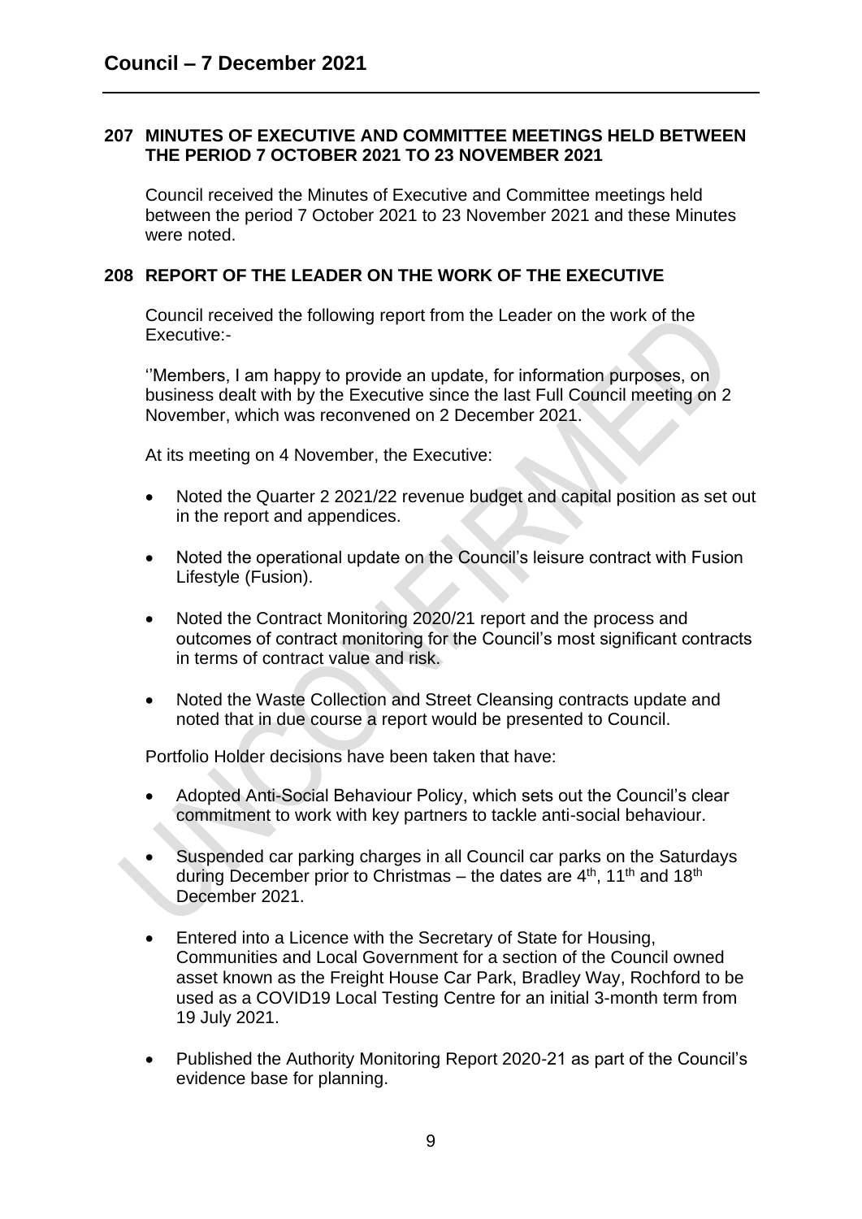## 207 MINUTES OF EXECUTIVE AND COMMITTEE MEETINGS HELD BETWEEN THE PERIOD 7 OCTOBER 2021 TO 23 NOVEMBER 2021

Council received the Minutes of Executive and Committee meetings held between the period 7 October 2021 to 23 November 2021 and these Minutes were noted.

## 208 REPORT OF THE LEADER ON THE WORK OF THE EXECUTIVE

Council received the following report from the Leader on the work of the Executive:-

''Members, I am happy to provide an update, for information purposes, on business dealt with by the Executive since the last Full Council meeting on 2 November, which was reconvened on 2 December 2021.

At its meeting on 4 November, the Executive:

- Noted the Quarter 2 2021/22 revenue budget and capital position as set out in the report and appendices.
- Noted the operational update on the Council's leisure contract with Fusion Lifestyle (Fusion).
- Noted the Contract Monitoring 2020/21 report and the process and outcomes of contract monitoring for the Council's most significant contracts in terms of contract value and risk.
- Noted the Waste Collection and Street Cleansing contracts update and noted that in due course a report would be presented to Council.

Portfolio Holder decisions have been taken that have:

- Adopted Anti-Social Behaviour Policy, which sets out the Council's clear commitment to work with key partners to tackle anti-social behaviour.
- Suspended car parking charges in all Council car parks on the Saturdays during December prior to Christmas – the dates are 4th, 11th and 18th December 2021.
- Entered into a Licence with the Secretary of State for Housing, Communities and Local Government for a section of the Council owned asset known as the Freight House Car Park, Bradley Way, Rochford to be used as a COVID19 Local Testing Centre for an initial 3-month term from 19 July 2021.
- Published the Authority Monitoring Report 2020-21 as part of the Council's evidence base for planning.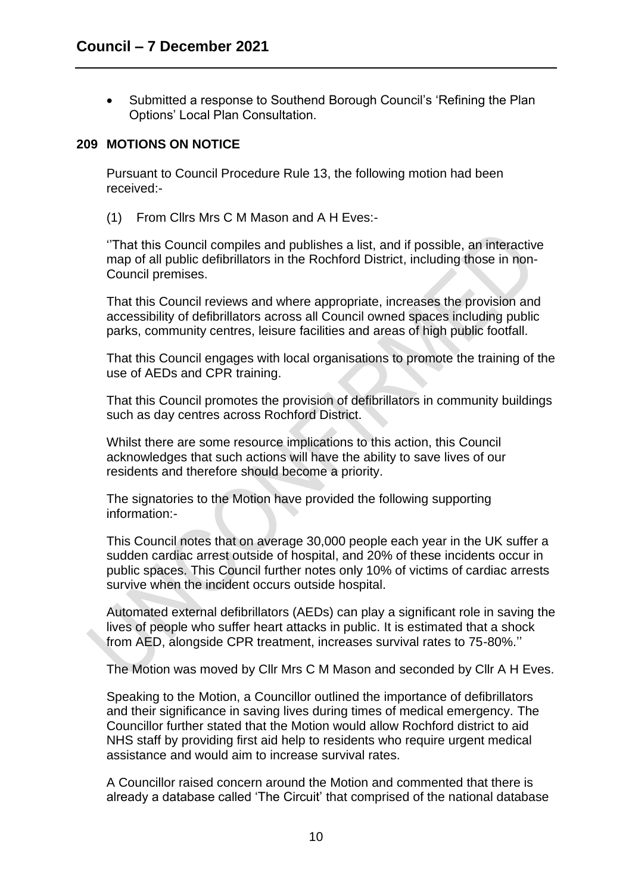- Submitted a response to Southend Borough Council's 'Refining the Plan Options' Local Plan Consultation.

## 209 MOTIONS ON NOTICE

Pursuant to Council Procedure Rule 13, the following motion had been received:-

(1) From Cllrs Mrs C M Mason and A H Eves:-

''That this Council compiles and publishes a list, and if possible, an interactive map of all public defibrillators in the Rochford District, including those in non-Council premises.

That this Council reviews and where appropriate, increases the provision and accessibility of defibrillators across all Council owned spaces including public parks, community centres, leisure facilities and areas of high public footfall.

That this Council engages with local organisations to promote the training of the use of AEDs and CPR training.

That this Council promotes the provision of defibrillators in community buildings such as day centres across Rochford District.

Whilst there are some resource implications to this action, this Council acknowledges that such actions will have the ability to save lives of our residents and therefore should become a priority.

The signatories to the Motion have provided the following supporting information:-

This Council notes that on average 30,000 people each year in the UK suffer a sudden cardiac arrest outside of hospital, and 20% of these incidents occur in public spaces. This Council further notes only 10% of victims of cardiac arrests survive when the incident occurs outside hospital.

Automated external defibrillators (AEDs) can play a significant role in saving the lives of people who suffer heart attacks in public. It is estimated that a shock from AED, alongside CPR treatment, increases survival rates to 75-80%.''

The Motion was moved by Cllr Mrs C M Mason and seconded by Cllr A H Eves.

Speaking to the Motion, a Councillor outlined the importance of defibrillators and their significance in saving lives during times of medical emergency. The Councillor further stated that the Motion would allow Rochford district to aid NHS staff by providing first aid help to residents who require urgent medical assistance and would aim to increase survival rates.

A Councillor raised concern around the Motion and commented that there is already a database called 'The Circuit' that comprised of the national database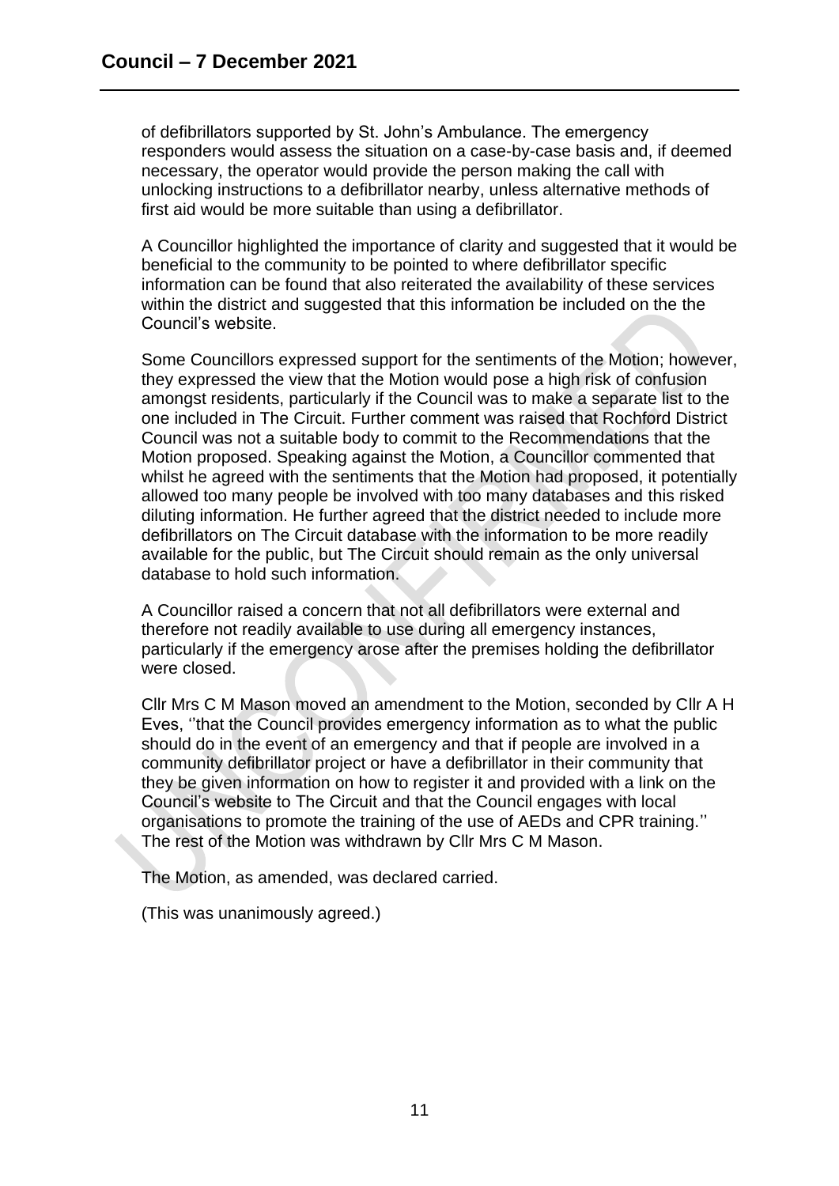of defibrillators supported by St. John's Ambulance. The emergency responders would assess the situation on a case-by-case basis and, if deemed necessary, the operator would provide the person making the call with unlocking instructions to a defibrillator nearby, unless alternative methods of first aid would be more suitable than using a defibrillator.

A Councillor highlighted the importance of clarity and suggested that it would be beneficial to the community to be pointed to where defibrillator specific information can be found that also reiterated the availability of these services within the district and suggested that this information be included on the the Council's website.

Some Councillors expressed support for the sentiments of the Motion; however, they expressed the view that the Motion would pose a high risk of confusion amongst residents, particularly if the Council was to make a separate list to the one included in The Circuit. Further comment was raised that Rochford District Council was not a suitable body to commit to the Recommendations that the Motion proposed. Speaking against the Motion, a Councillor commented that whilst he agreed with the sentiments that the Motion had proposed, it potentially allowed too many people be involved with too many databases and this risked diluting information. He further agreed that the district needed to include more defibrillators on The Circuit database with the information to be more readily available for the public, but The Circuit should remain as the only universal database to hold such information.

A Councillor raised a concern that not all defibrillators were external and therefore not readily available to use during all emergency instances, particularly if the emergency arose after the premises holding the defibrillator were closed.

Cllr Mrs C M Mason moved an amendment to the Motion, seconded by Cllr A H Eves, ''that the Council provides emergency information as to what the public should do in the event of an emergency and that if people are involved in a community defibrillator project or have a defibrillator in their community that they be given information on how to register it and provided with a link on the Council's website to The Circuit and that the Council engages with local organisations to promote the training of the use of AEDs and CPR training.'' The rest of the Motion was withdrawn by Cllr Mrs C M Mason.

The Motion, as amended, was declared carried.

(This was unanimously agreed.)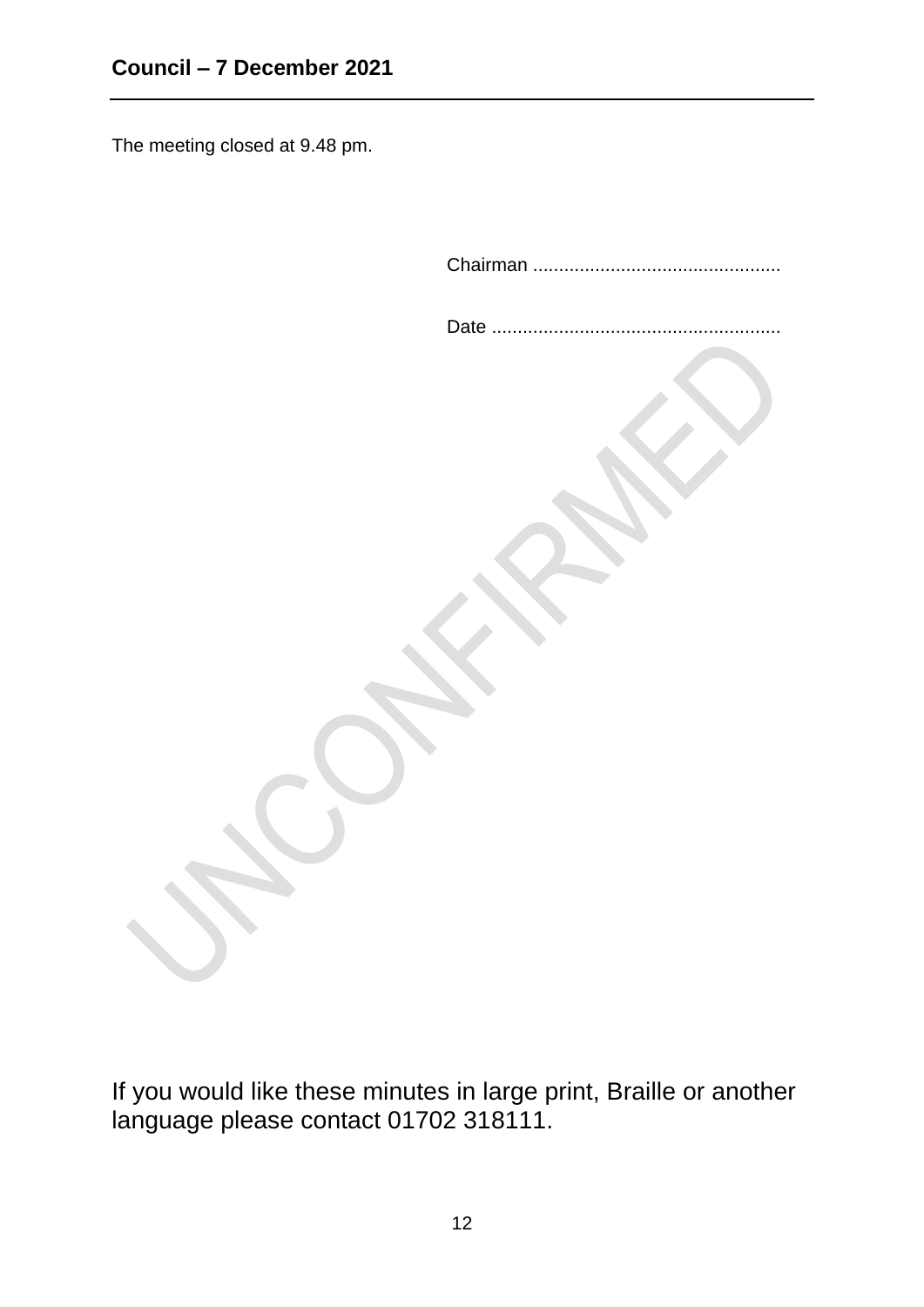The meeting closed at 9.48 pm.

Chairman ...............................................

Date .......................................................

UNCONFIRMED

If you would like these minutes in large print, Braille or another language please contact 01702 318111.